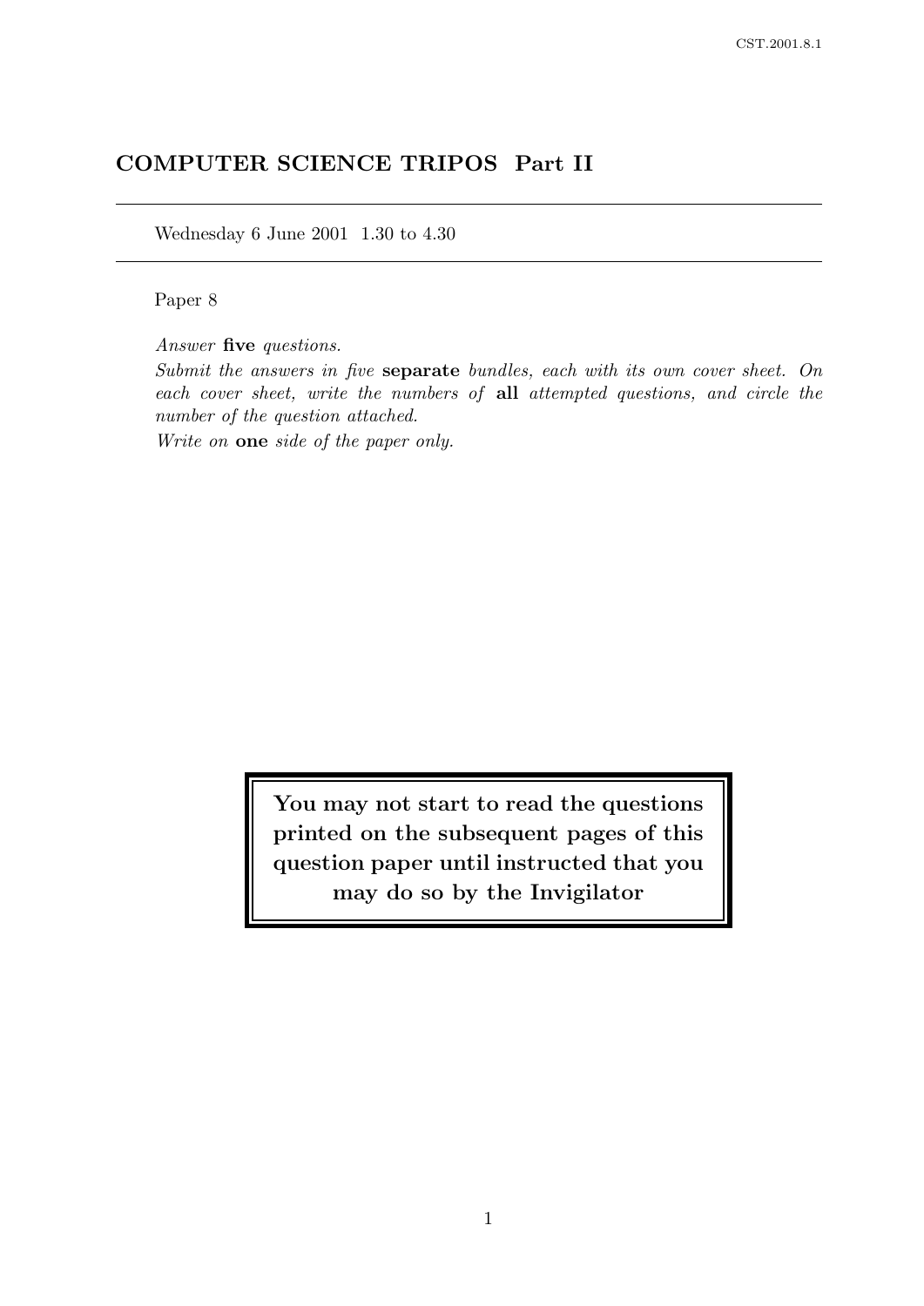# COMPUTER SCIENCE TRIPOS Part II

Wednesday 6 June 2001 1.30 to 4.30

Paper 8

*Answer* **five** *questions.*

*Submit the answers in five* **separate** *bundles, each with its own cover sheet. On each cover sheet, write the numbers of* **all** *attempted questions, and circle the number of the question attached.*

*Write on* **one** *side of the paper only.*

**You may not start to read the questions printed on the subsequent pages of this question paper until instructed that you may do so by the Invigilator**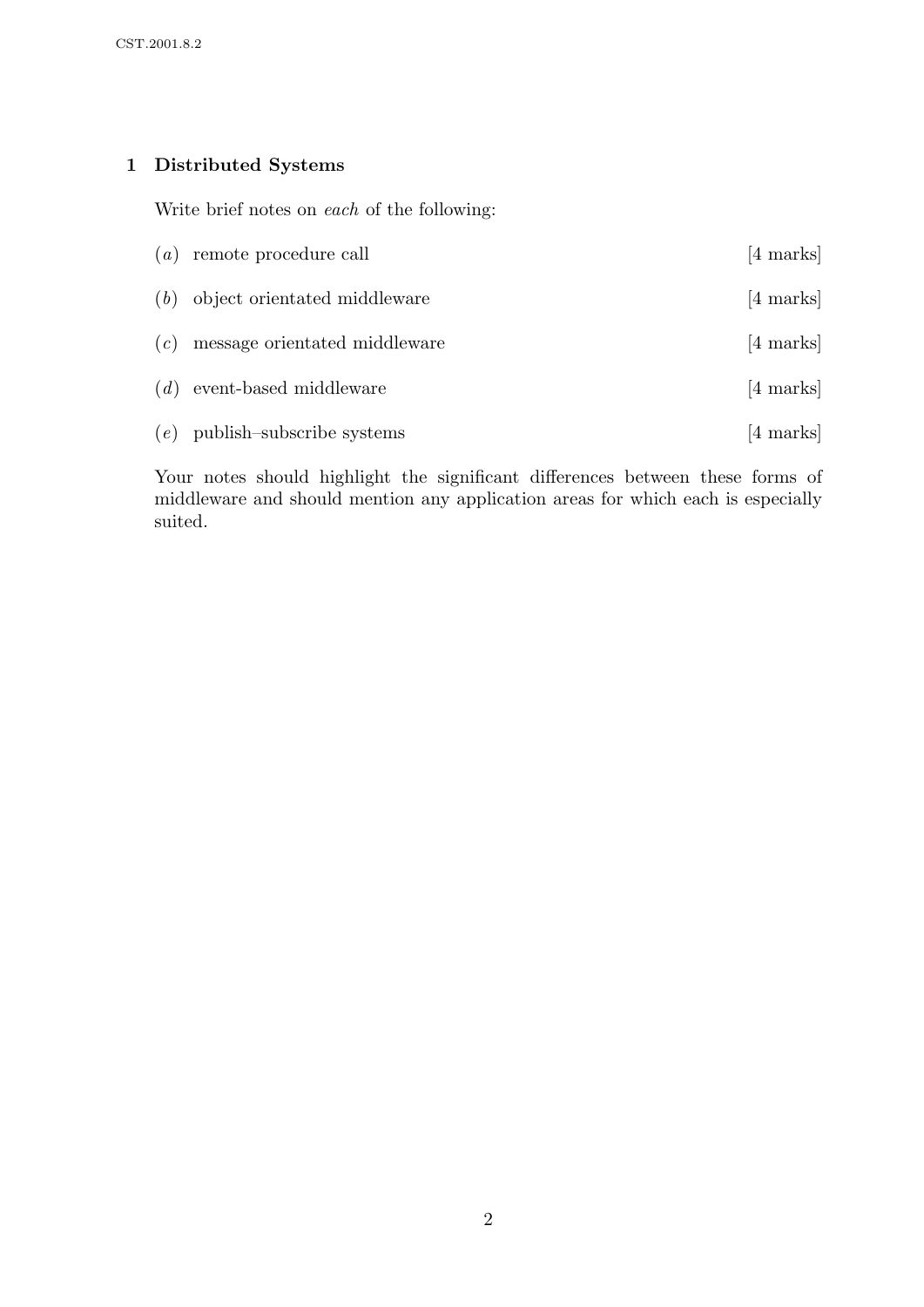## 1 Distributed Systems

Write brief notes on *each* of the following:

(*a*) remote procedure call [4 marks]

(*b*) object orientated middleware [4 marks]

(*c*) message orientated middleware [4 marks]

(*d*) event-based middleware [4 marks]

(*e*) publish–subscribe systems [4 marks]

Your notes should highlight the significant differences between these forms of middleware and should mention any application areas for which each is especially suited.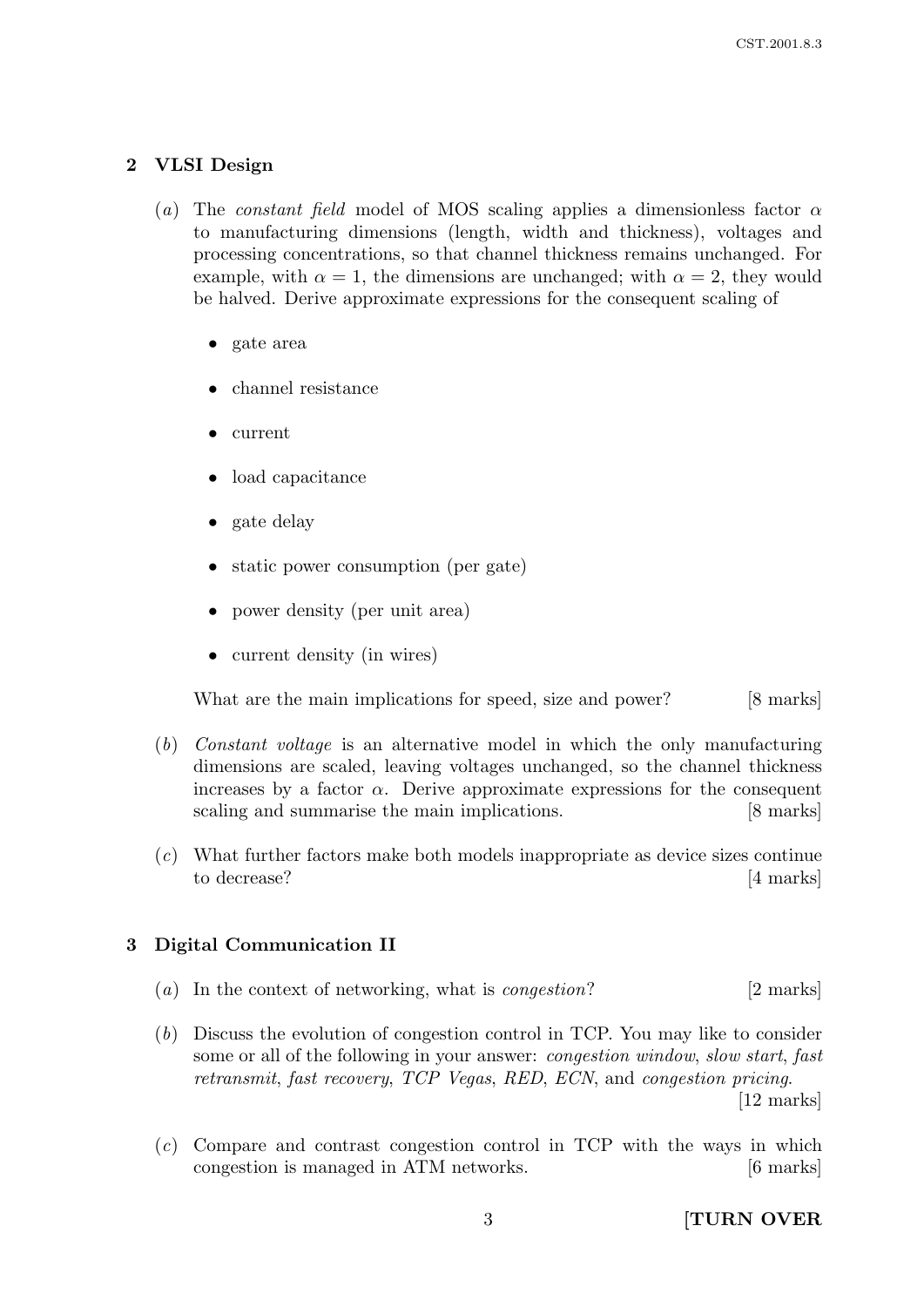## 2 VLSI Design

(*a*) The *constant field* model of MOS scaling applies a dimensionless factor $\alpha$ to manufacturing dimensions (length, width and thickness), voltages and processing concentrations, so that channel thickness remains unchanged. For example, with $\alpha = 1$, the dimensions are unchanged; with $\alpha = 2$, they would be halved. Derive approximate expressions for the consequent scaling of

- gate area
- channel resistance
- current
- load capacitance
- gate delay
- static power consumption (per gate)
- power density (per unit area)
- current density (in wires)

What are the main implications for speed, size and power? [8 marks]

(*b*) *Constant voltage* is an alternative model in which the only manufacturing dimensions are scaled, leaving voltages unchanged, so the channel thickness increases by a factor $\alpha$. Derive approximate expressions for the consequent scaling and summarise the main implications. [8 marks]

(*c*) What further factors make both models inappropriate as device sizes continue to decrease? [4 marks]

## 3 Digital Communication II

(*a*) In the context of networking, what is *congestion*? [2 marks]

(*b*) Discuss the evolution of congestion control in TCP. You may like to consider some or all of the following in your answer: *congestion window*, *slow start*, *fast retransmit*, *fast recovery*, *TCP Vegas*, *RED*, *ECN*, and *congestion pricing*. [12 marks]

(*c*) Compare and contrast congestion control in TCP with the ways in which congestion is managed in ATM networks. [6 marks]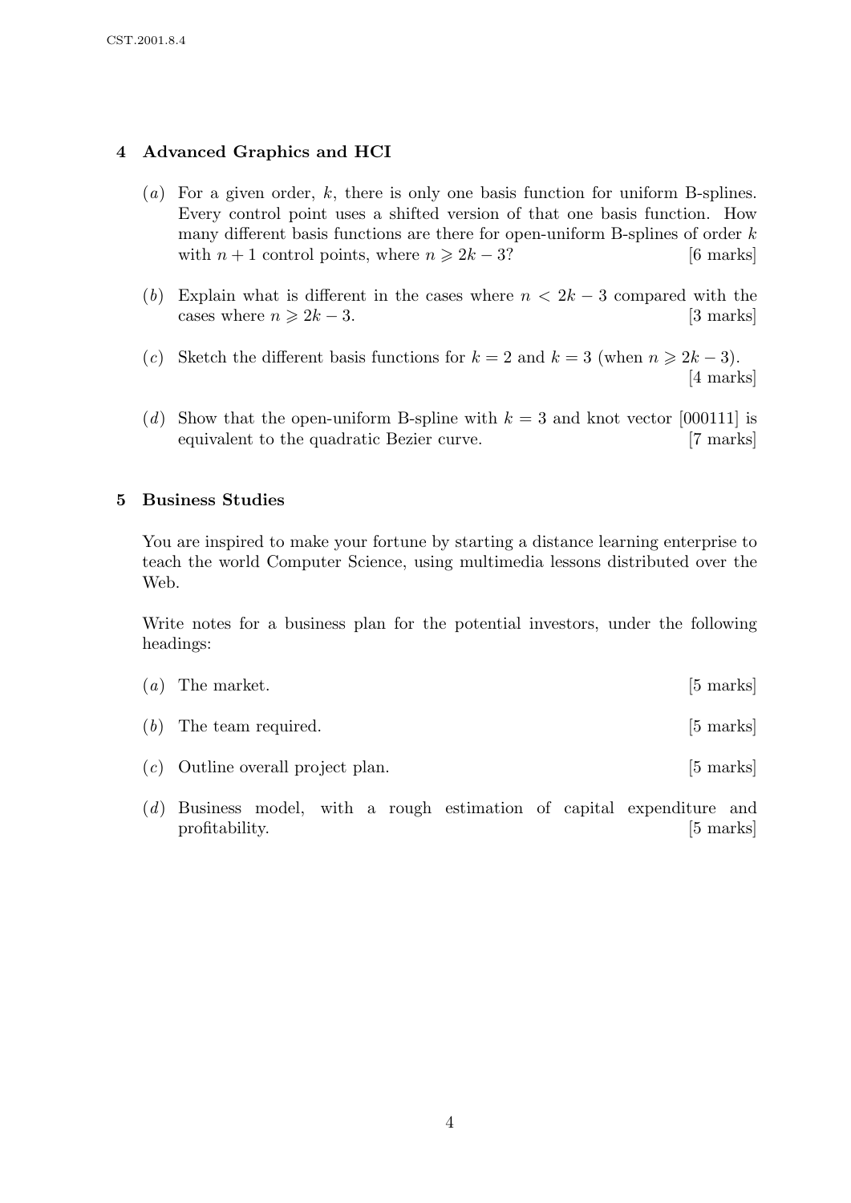## 4 Advanced Graphics and HCI

(*a*) For a given order, $k$, there is only one basis function for uniform B-splines. Every control point uses a shifted version of that one basis function. How many different basis functions are there for open-uniform B-splines of order $k$ with $n+1$ control points, where $n \geqslant 2k-3$? [6 marks]

(*b*) Explain what is different in the cases where $n < 2k-3$ compared with the cases where $n \geqslant 2k-3$. [3 marks]

(*c*) Sketch the different basis functions for $k = 2$ and $k = 3$ (when $n \geqslant 2k-3$). [4 marks]

(*d*) Show that the open-uniform B-spline with $k = 3$ and knot vector [000111] is equivalent to the quadratic Bezier curve. [7 marks]

## 5 Business Studies

You are inspired to make your fortune by starting a distance learning enterprise to teach the world Computer Science, using multimedia lessons distributed over the Web.

Write notes for a business plan for the potential investors, under the following headings:

(*a*) The market. [5 marks]

(*b*) The team required. [5 marks]

(*c*) Outline overall project plan. [5 marks]

(*d*) Business model, with a rough estimation of capital expenditure and profitability. [5 marks]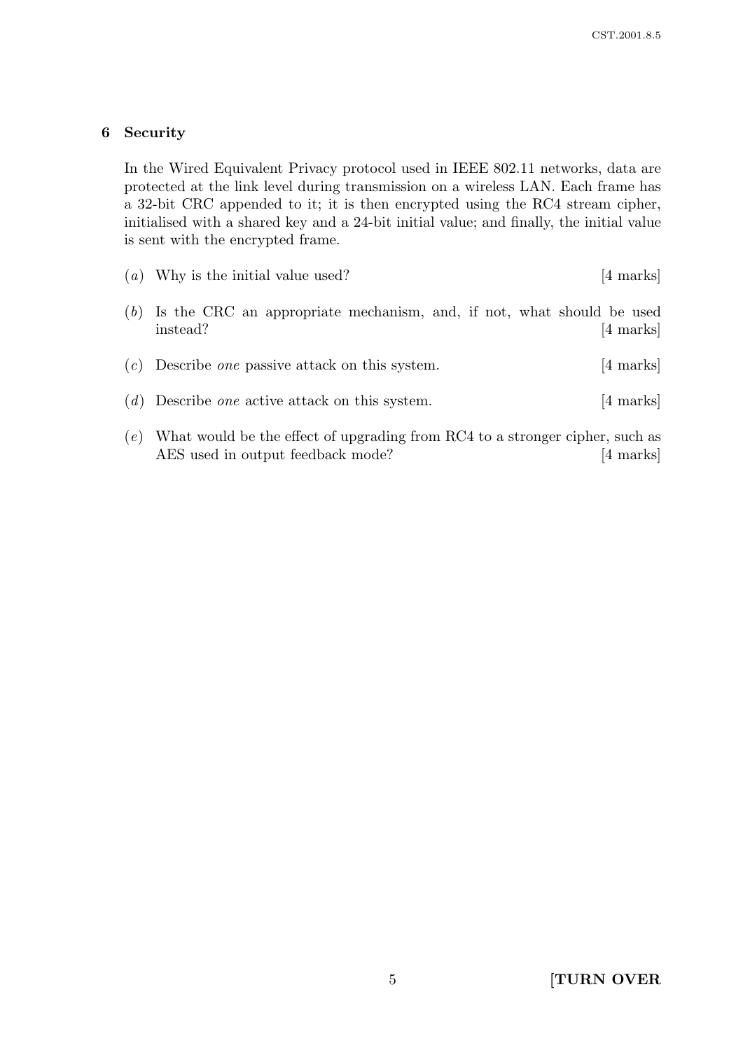## 6 Security

In the Wired Equivalent Privacy protocol used in IEEE 802.11 networks, data are protected at the link level during transmission on a wireless LAN. Each frame has a 32-bit CRC appended to it; it is then encrypted using the RC4 stream cipher, initialised with a shared key and a 24-bit initial value; and finally, the initial value is sent with the encrypted frame.

(*a*) Why is the initial value used? [4 marks]

(*b*) Is the CRC an appropriate mechanism, and, if not, what should be used instead? [4 marks]

(*c*) Describe *one* passive attack on this system. [4 marks]

(*d*) Describe *one* active attack on this system. [4 marks]

(*e*) What would be the effect of upgrading from RC4 to a stronger cipher, such as AES used in output feedback mode? [4 marks]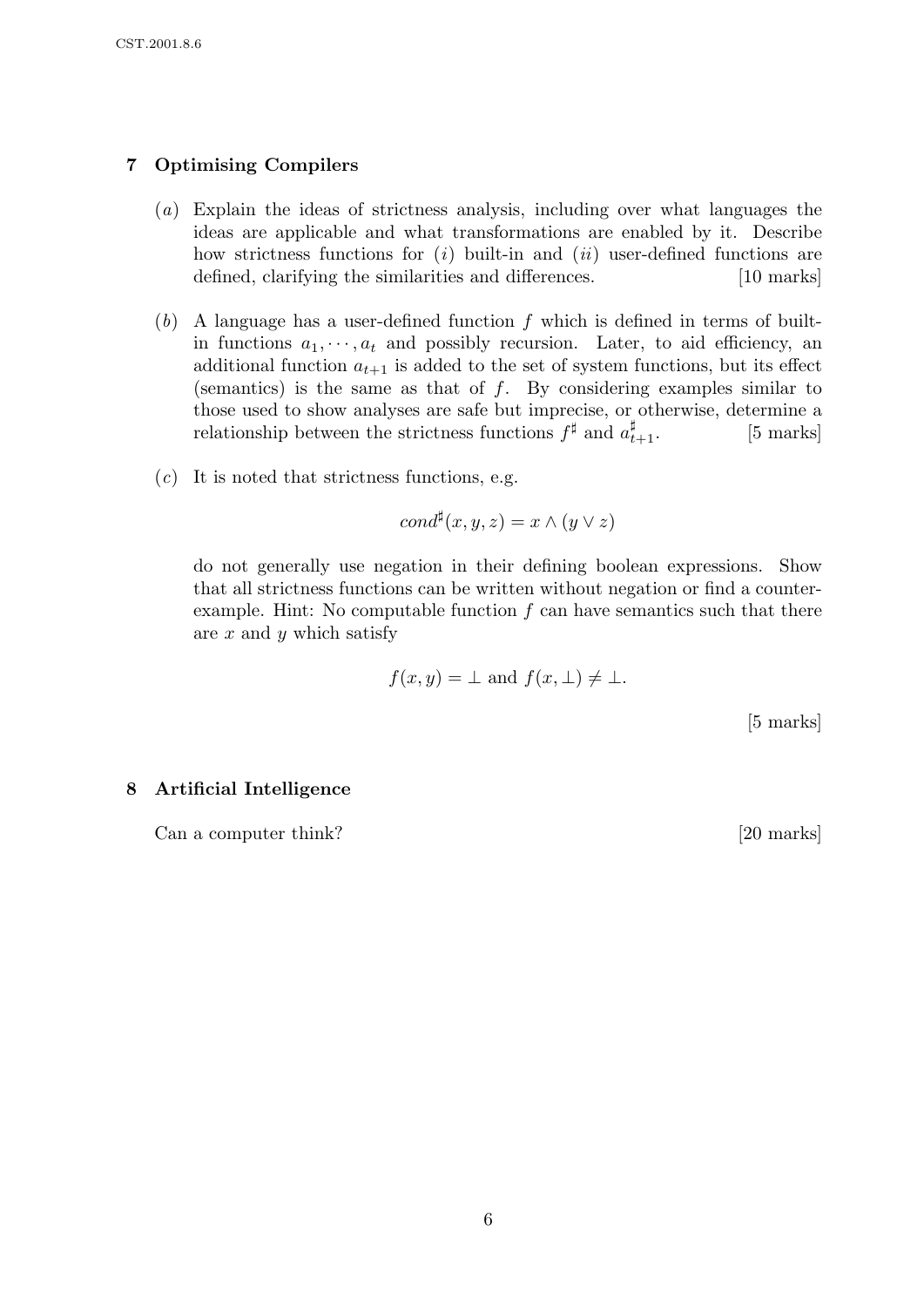## 7 Optimising Compilers

(*a*) Explain the ideas of strictness analysis, including over what languages the ideas are applicable and what transformations are enabled by it. Describe how strictness functions for (*i*) built-in and (*ii*) user-defined functions are defined, clarifying the similarities and differences. [10 marks]

(*b*) A language has a user-defined function $f$ which is defined in terms of built-in functions $a_1, \cdots, a_t$ and possibly recursion. Later, to aid efficiency, an additional function $a_{t+1}$ is added to the set of system functions, but its effect (semantics) is the same as that of $f$. By considering examples similar to those used to show analyses are safe but imprecise, or otherwise, determine a relationship between the strictness functions $f^\sharp$ and $a^\sharp_{t+1}$. [5 marks]

(*c*) It is noted that strictness functions, e.g.

$$cond^\sharp(x, y, z) = x \wedge (y \vee z)$$

do not generally use negation in their defining boolean expressions. Show that all strictness functions can be written without negation or find a counter-example. Hint: No computable function $f$ can have semantics such that there are $x$ and $y$ which satisfy

$$f(x, y) = \bot \text{ and } f(x, \bot) \neq \bot.$$

[5 marks]

## 8 Artificial Intelligence

Can a computer think? [20 marks]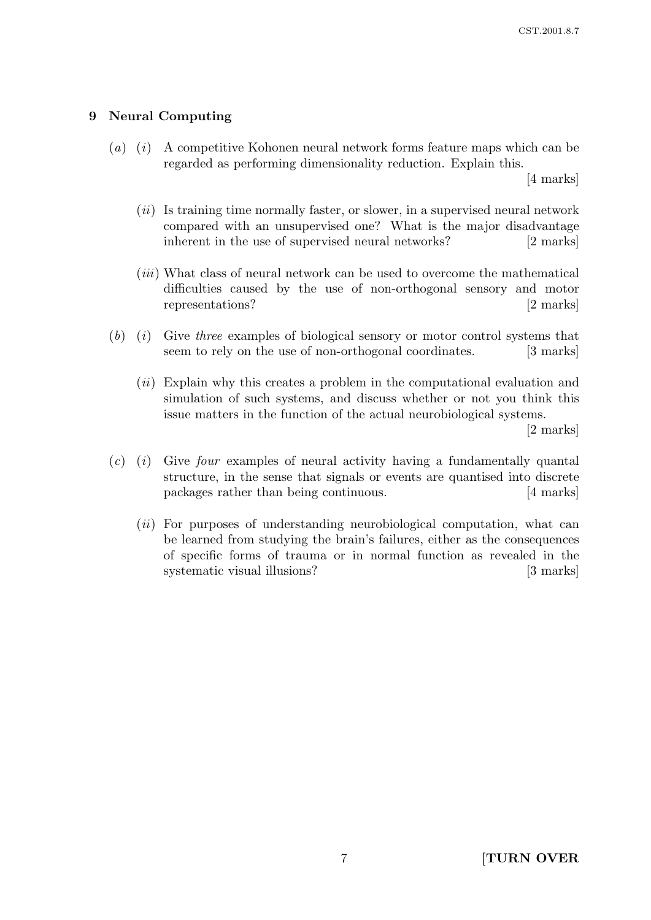## 9 Neural Computing

(*a*) (*i*) A competitive Kohonen neural network forms feature maps which can be regarded as performing dimensionality reduction. Explain this. [4 marks]

(*ii*) Is training time normally faster, or slower, in a supervised neural network compared with an unsupervised one? What is the major disadvantage inherent in the use of supervised neural networks? [2 marks]

(*iii*) What class of neural network can be used to overcome the mathematical difficulties caused by the use of non-orthogonal sensory and motor representations? [2 marks]

(*b*) (*i*) Give *three* examples of biological sensory or motor control systems that seem to rely on the use of non-orthogonal coordinates. [3 marks]

(*ii*) Explain why this creates a problem in the computational evaluation and simulation of such systems, and discuss whether or not you think this issue matters in the function of the actual neurobiological systems. [2 marks]

(*c*) (*i*) Give *four* examples of neural activity having a fundamentally quantal structure, in the sense that signals or events are quantised into discrete packages rather than being continuous. [4 marks]

(*ii*) For purposes of understanding neurobiological computation, what can be learned from studying the brain's failures, either as the consequences of specific forms of trauma or in normal function as revealed in the systematic visual illusions? [3 marks]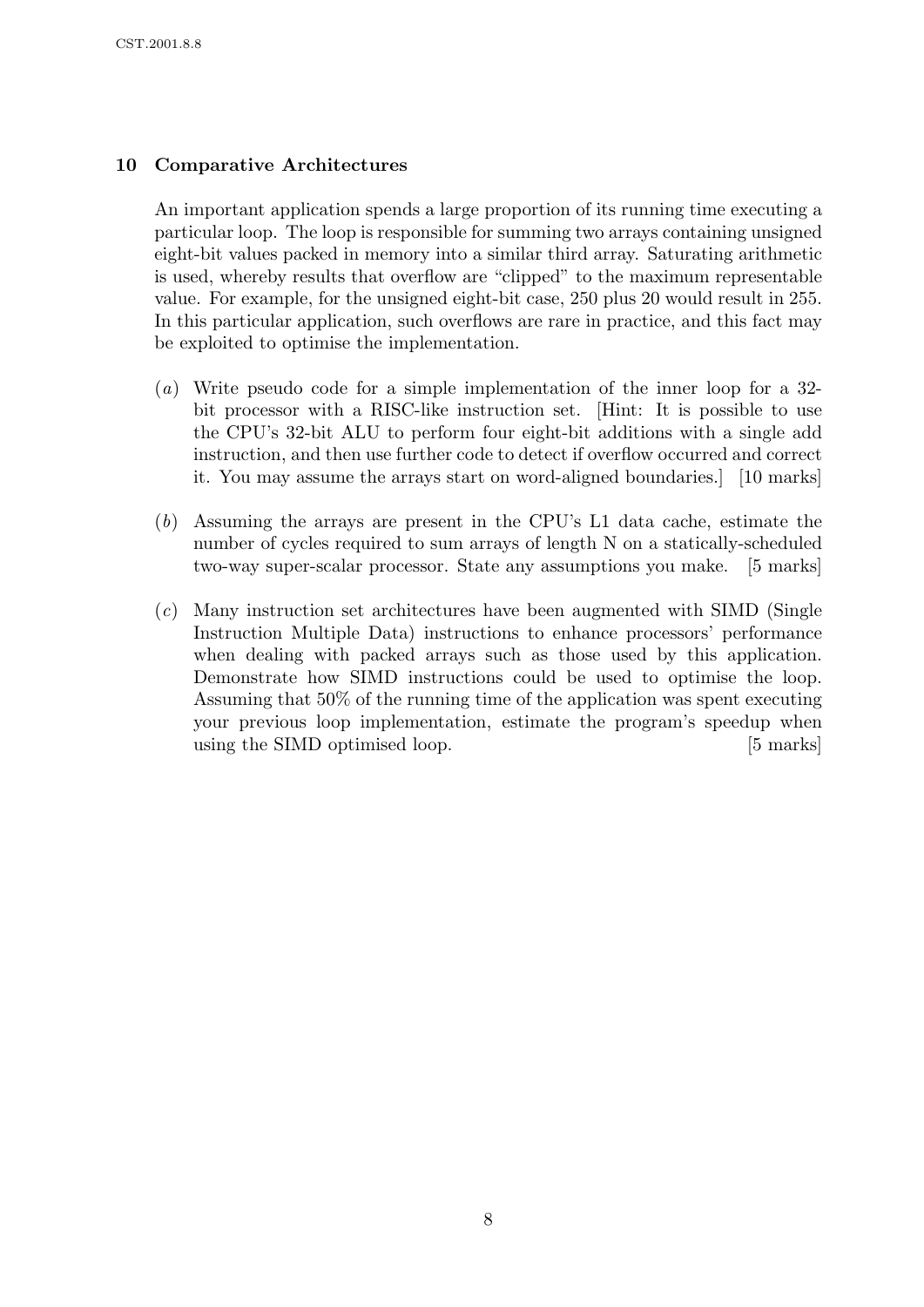## 10 Comparative Architectures

An important application spends a large proportion of its running time executing a particular loop. The loop is responsible for summing two arrays containing unsigned eight-bit values packed in memory into a similar third array. Saturating arithmetic is used, whereby results that overflow are "clipped" to the maximum representable value. For example, for the unsigned eight-bit case, 250 plus 20 would result in 255. In this particular application, such overflows are rare in practice, and this fact may be exploited to optimise the implementation.

(*a*) Write pseudo code for a simple implementation of the inner loop for a 32-bit processor with a RISC-like instruction set. [Hint: It is possible to use the CPU's 32-bit ALU to perform four eight-bit additions with a single add instruction, and then use further code to detect if overflow occurred and correct it. You may assume the arrays start on word-aligned boundaries.] [10 marks]

(*b*) Assuming the arrays are present in the CPU's L1 data cache, estimate the number of cycles required to sum arrays of length N on a statically-scheduled two-way super-scalar processor. State any assumptions you make. [5 marks]

(*c*) Many instruction set architectures have been augmented with SIMD (Single Instruction Multiple Data) instructions to enhance processors' performance when dealing with packed arrays such as those used by this application. Demonstrate how SIMD instructions could be used to optimise the loop. Assuming that 50% of the running time of the application was spent executing your previous loop implementation, estimate the program's speedup when using the SIMD optimised loop. [5 marks]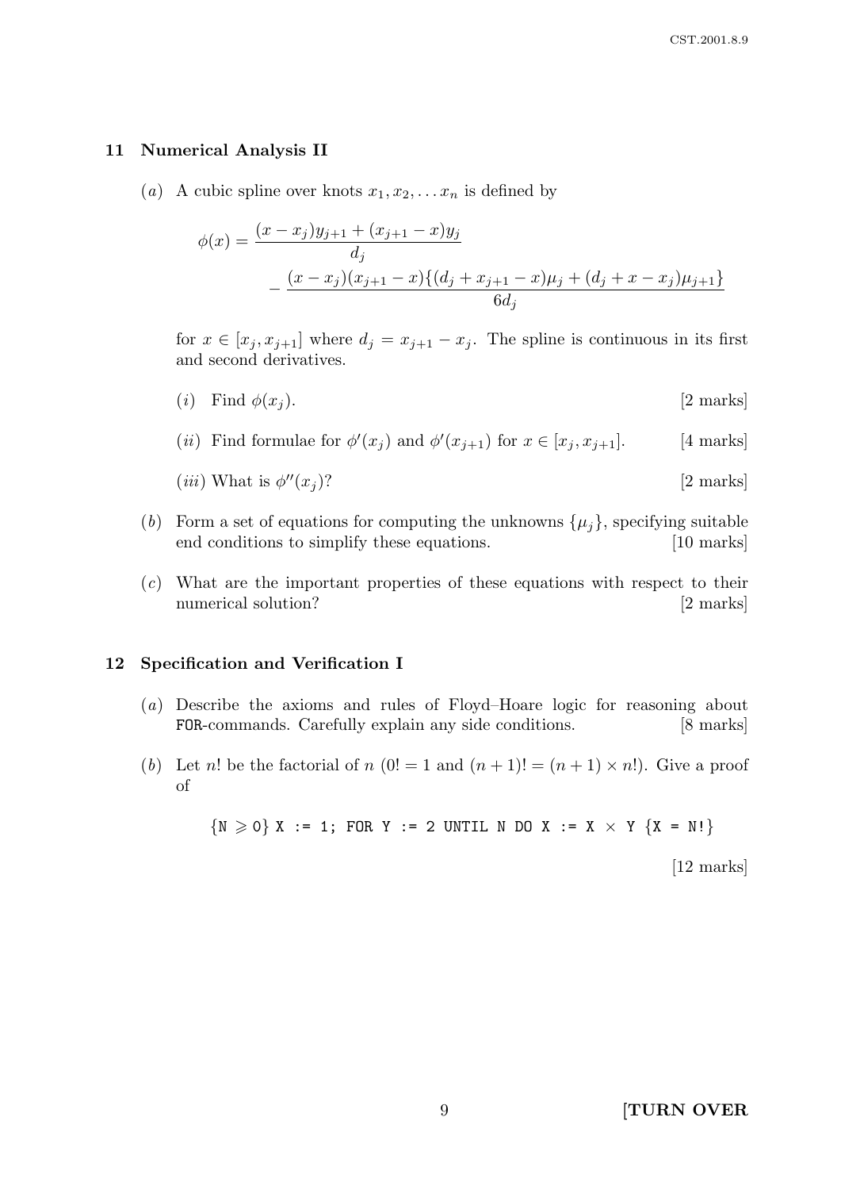## 11 Numerical Analysis II

(*a*) A cubic spline over knots $x_1, x_2, \ldots x_n$ is defined by

$$\phi(x) = \frac{(x - x_j)y_{j+1} + (x_{j+1} - x)y_j}{d_j} - \frac{(x - x_j)(x_{j+1} - x)\{(d_j + x_{j+1} - x)\mu_j + (d_j + x - x_j)\mu_{j+1}\}}{6d_j}$$

for $x \in [x_j, x_{j+1}]$ where $d_j = x_{j+1} - x_j$. The spline is continuous in its first and second derivatives.

(*i*) Find $\phi(x_j)$. [2 marks]

(*ii*) Find formulae for $\phi'(x_j)$ and $\phi'(x_{j+1})$ for $x \in [x_j, x_{j+1}]$. [4 marks]

(*iii*) What is $\phi''(x_j)$? [2 marks]

(*b*) Form a set of equations for computing the unknowns $\{\mu_j\}$, specifying suitable end conditions to simplify these equations. [10 marks]

(*c*) What are the important properties of these equations with respect to their numerical solution? [2 marks]

## 12 Specification and Verification I

(*a*) Describe the axioms and rules of Floyd–Hoare logic for reasoning about `FOR`-commands. Carefully explain any side conditions. [8 marks]

(*b*) Let $n!$ be the factorial of $n$ ($0! = 1$ and $(n+1)! = (n+1) \times n!$). Give a proof of

```
{N ⩾ 0} X := 1; FOR Y := 2 UNTIL N DO X := X × Y {X = N!}
```

[12 marks]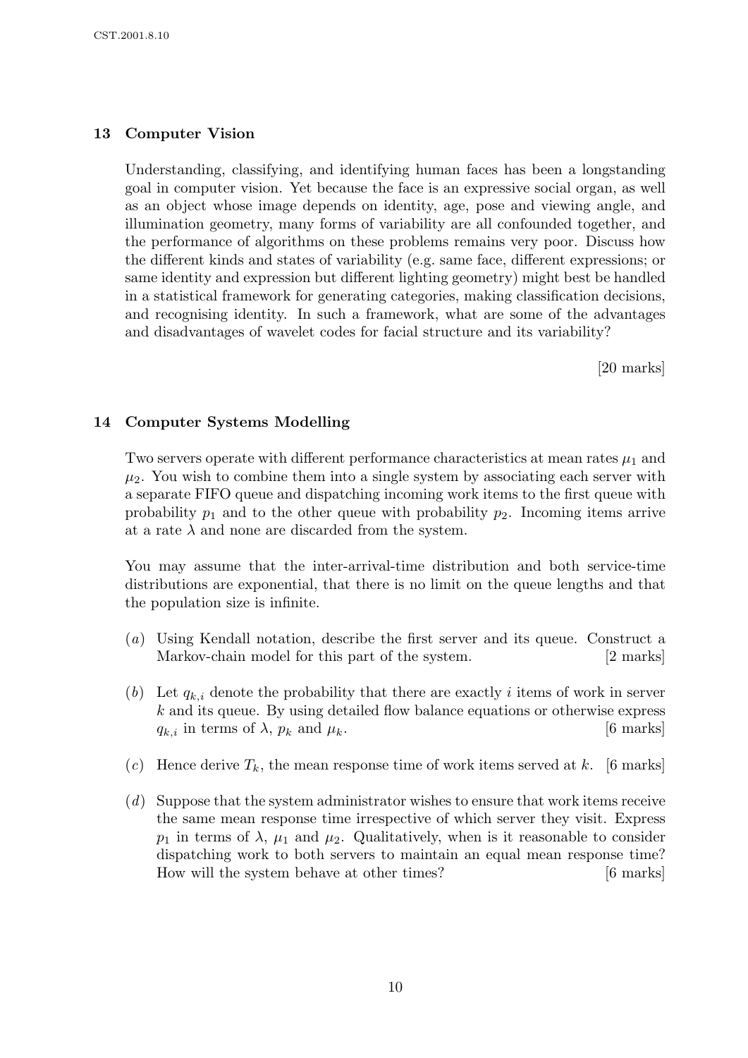## 13 Computer Vision

Understanding, classifying, and identifying human faces has been a longstanding goal in computer vision. Yet because the face is an expressive social organ, as well as an object whose image depends on identity, age, pose and viewing angle, and illumination geometry, many forms of variability are all confounded together, and the performance of algorithms on these problems remains very poor. Discuss how the different kinds and states of variability (e.g. same face, different expressions; or same identity and expression but different lighting geometry) might best be handled in a statistical framework for generating categories, making classification decisions, and recognising identity. In such a framework, what are some of the advantages and disadvantages of wavelet codes for facial structure and its variability?

[20 marks]

## 14 Computer Systems Modelling

Two servers operate with different performance characteristics at mean rates $\mu_1$ and $\mu_2$. You wish to combine them into a single system by associating each server with a separate FIFO queue and dispatching incoming work items to the first queue with probability $p_1$ and to the other queue with probability $p_2$. Incoming items arrive at a rate $\lambda$ and none are discarded from the system.

You may assume that the inter-arrival-time distribution and both service-time distributions are exponential, that there is no limit on the queue lengths and that the population size is infinite.

(*a*) Using Kendall notation, describe the first server and its queue. Construct a Markov-chain model for this part of the system. [2 marks]

(*b*) Let $q_{k,i}$ denote the probability that there are exactly $i$ items of work in server $k$ and its queue. By using detailed flow balance equations or otherwise express $q_{k,i}$ in terms of $\lambda$, $p_k$ and $\mu_k$. [6 marks]

(*c*) Hence derive $T_k$, the mean response time of work items served at $k$. [6 marks]

(*d*) Suppose that the system administrator wishes to ensure that work items receive the same mean response time irrespective of which server they visit. Express $p_1$ in terms of $\lambda$, $\mu_1$ and $\mu_2$. Qualitatively, when is it reasonable to consider dispatching work to both servers to maintain an equal mean response time? How will the system behave at other times? [6 marks]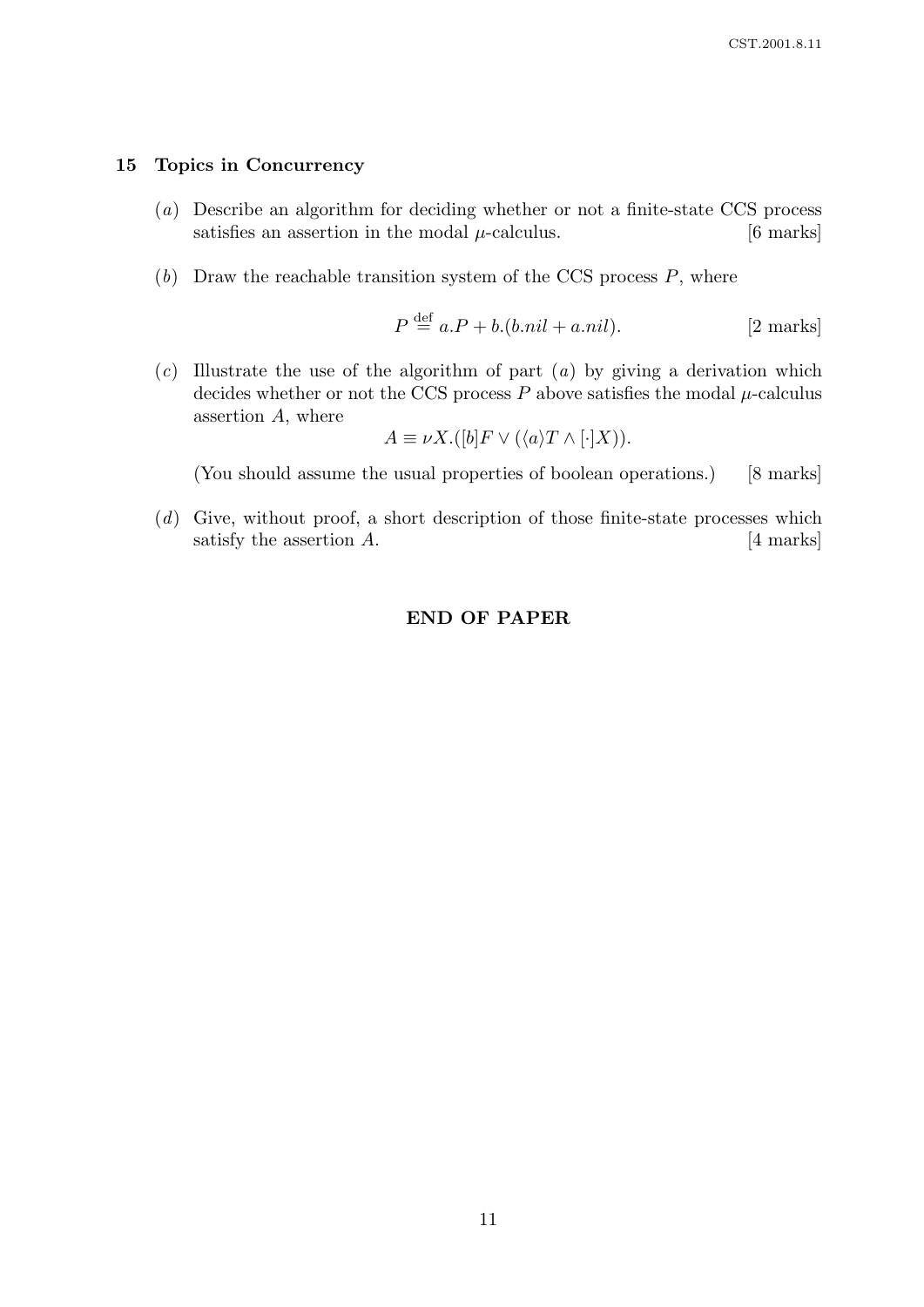## 15 Topics in Concurrency

(*a*) Describe an algorithm for deciding whether or not a finite-state CCS process satisfies an assertion in the modal $\mu$-calculus. [6 marks]

(*b*) Draw the reachable transition system of the CCS process $P$, where

$$P \stackrel{\text{def}}{=} a.P + b.(b.nil + a.nil). \quad \text{[2 marks]}$$

(*c*) Illustrate the use of the algorithm of part (*a*) by giving a derivation which decides whether or not the CCS process $P$ above satisfies the modal $\mu$-calculus assertion $A$, where

$$A \equiv \nu X.([b]F \vee (\langle a \rangle T \wedge [\cdot]X)).$$

(You should assume the usual properties of boolean operations.) [8 marks]

(*d*) Give, without proof, a short description of those finite-state processes which satisfy the assertion $A$. [4 marks]

**END OF PAPER**